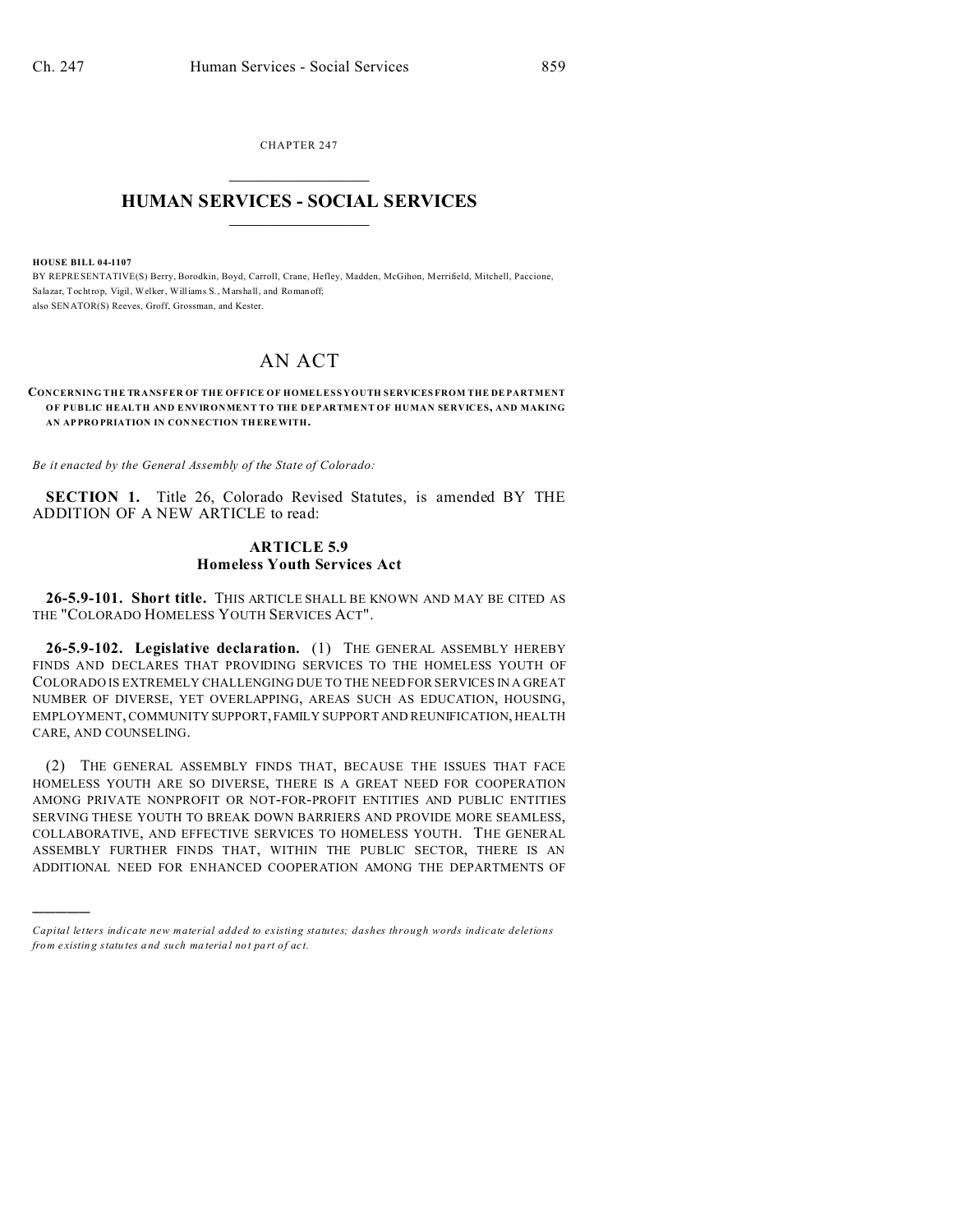CHAPTER 247

# HUMAN SERVICES - SOCIAL SERVICES

**HOUSE BILL 04-1107**

BY REPRESENTATIVE(S) Berry, Borodkin, Boyd, Carroll, Crane, Hefley, Madden, McGihon, Merrifield, Mitchell, Paccione, Salazar, Tochtrop, Vigil, Welker, Williams S., Marshall, and Romanoff;
also SENATOR(S) Reeves, Groff, Grossman, and Kester.

## AN ACT

**CONCERNING THE TRANSFER OF THE OFFICE OF HOMELESS YOUTH SERVICES FROM THE DEPARTMENT OF PUBLIC HEALTH AND ENVIRONMENT TO THE DEPARTMENT OF HUMAN SERVICES, AND MAKING AN APPROPRIATION IN CONNECTION THEREWITH.**

*Be it enacted by the General Assembly of the State of Colorado:*

**SECTION 1.** Title 26, Colorado Revised Statutes, is amended BY THE ADDITION OF A NEW ARTICLE to read:

### ARTICLE 5.9
### Homeless Youth Services Act

**26-5.9-101. Short title.** THIS ARTICLE SHALL BE KNOWN AND MAY BE CITED AS THE "COLORADO HOMELESS YOUTH SERVICES ACT".

**26-5.9-102. Legislative declaration.** (1) THE GENERAL ASSEMBLY HEREBY FINDS AND DECLARES THAT PROVIDING SERVICES TO THE HOMELESS YOUTH OF COLORADO IS EXTREMELY CHALLENGING DUE TO THE NEED FOR SERVICES IN A GREAT NUMBER OF DIVERSE, YET OVERLAPPING, AREAS SUCH AS EDUCATION, HOUSING, EMPLOYMENT, COMMUNITY SUPPORT, FAMILY SUPPORT AND REUNIFICATION, HEALTH CARE, AND COUNSELING.

(2) THE GENERAL ASSEMBLY FINDS THAT, BECAUSE THE ISSUES THAT FACE HOMELESS YOUTH ARE SO DIVERSE, THERE IS A GREAT NEED FOR COOPERATION AMONG PRIVATE NONPROFIT OR NOT-FOR-PROFIT ENTITIES AND PUBLIC ENTITIES SERVING THESE YOUTH TO BREAK DOWN BARRIERS AND PROVIDE MORE SEAMLESS, COLLABORATIVE, AND EFFECTIVE SERVICES TO HOMELESS YOUTH. THE GENERAL ASSEMBLY FURTHER FINDS THAT, WITHIN THE PUBLIC SECTOR, THERE IS AN ADDITIONAL NEED FOR ENHANCED COOPERATION AMONG THE DEPARTMENTS OF

*Capital letters indicate new material added to existing statutes; dashes through words indicate deletions from existing statutes and such material not part of act.*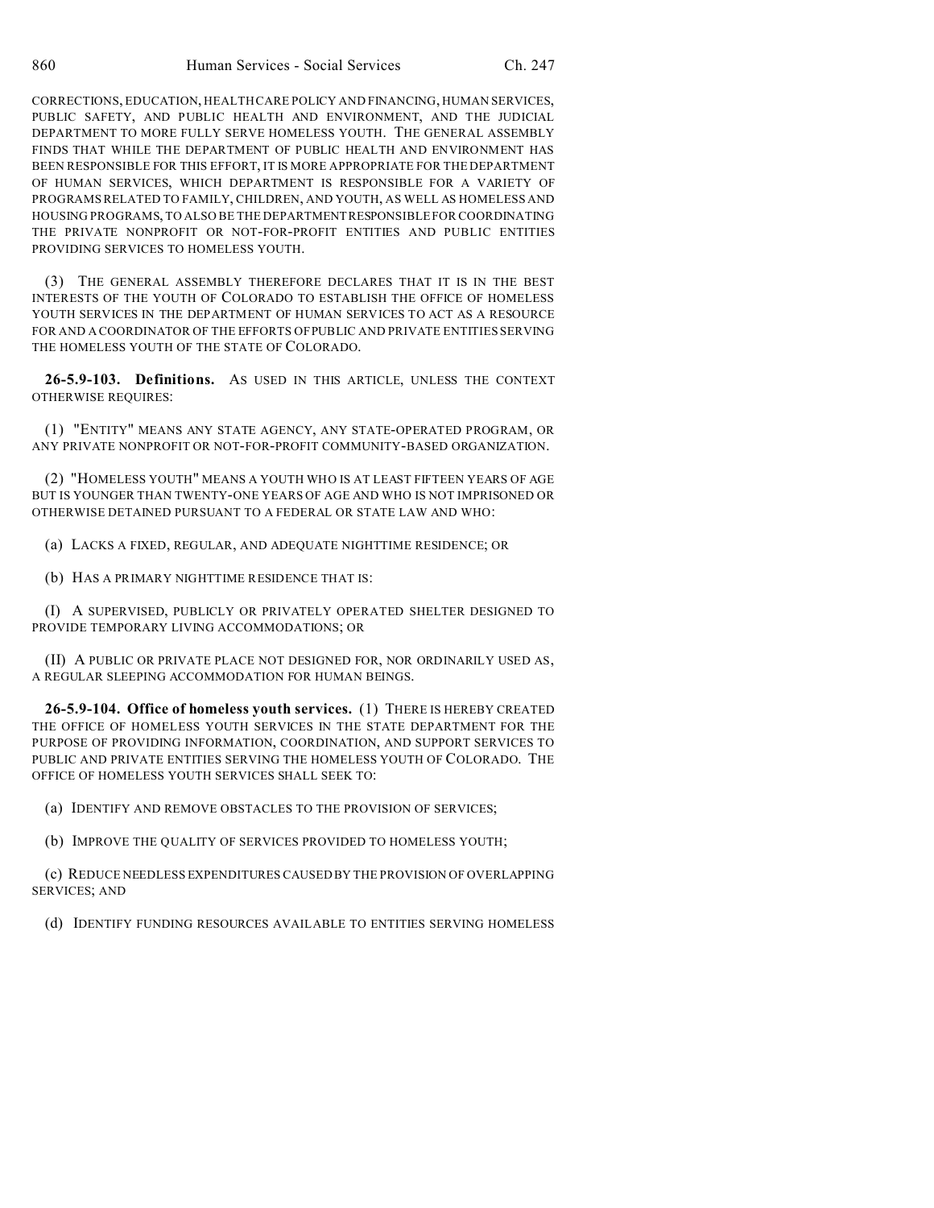CORRECTIONS, EDUCATION, HEALTH CARE POLICY AND FINANCING, HUMAN SERVICES, PUBLIC SAFETY, AND PUBLIC HEALTH AND ENVIRONMENT, AND THE JUDICIAL DEPARTMENT TO MORE FULLY SERVE HOMELESS YOUTH. THE GENERAL ASSEMBLY FINDS THAT WHILE THE DEPARTMENT OF PUBLIC HEALTH AND ENVIRONMENT HAS BEEN RESPONSIBLE FOR THIS EFFORT, IT IS MORE APPROPRIATE FOR THE DEPARTMENT OF HUMAN SERVICES, WHICH DEPARTMENT IS RESPONSIBLE FOR A VARIETY OF PROGRAMS RELATED TO FAMILY, CHILDREN, AND YOUTH, AS WELL AS HOMELESS AND HOUSING PROGRAMS, TO ALSO BE THE DEPARTMENT RESPONSIBLE FOR COORDINATING THE PRIVATE NONPROFIT OR NOT-FOR-PROFIT ENTITIES AND PUBLIC ENTITIES PROVIDING SERVICES TO HOMELESS YOUTH.

(3) THE GENERAL ASSEMBLY THEREFORE DECLARES THAT IT IS IN THE BEST INTERESTS OF THE YOUTH OF COLORADO TO ESTABLISH THE OFFICE OF HOMELESS YOUTH SERVICES IN THE DEPARTMENT OF HUMAN SERVICES TO ACT AS A RESOURCE FOR AND A COORDINATOR OF THE EFFORTS OF PUBLIC AND PRIVATE ENTITIES SERVING THE HOMELESS YOUTH OF THE STATE OF COLORADO.

**26-5.9-103. Definitions.** AS USED IN THIS ARTICLE, UNLESS THE CONTEXT OTHERWISE REQUIRES:

(1) "ENTITY" MEANS ANY STATE AGENCY, ANY STATE-OPERATED PROGRAM, OR ANY PRIVATE NONPROFIT OR NOT-FOR-PROFIT COMMUNITY-BASED ORGANIZATION.

(2) "HOMELESS YOUTH" MEANS A YOUTH WHO IS AT LEAST FIFTEEN YEARS OF AGE BUT IS YOUNGER THAN TWENTY-ONE YEARS OF AGE AND WHO IS NOT IMPRISONED OR OTHERWISE DETAINED PURSUANT TO A FEDERAL OR STATE LAW AND WHO:

(a) LACKS A FIXED, REGULAR, AND ADEQUATE NIGHTTIME RESIDENCE; OR

(b) HAS A PRIMARY NIGHTTIME RESIDENCE THAT IS:

(I) A SUPERVISED, PUBLICLY OR PRIVATELY OPERATED SHELTER DESIGNED TO PROVIDE TEMPORARY LIVING ACCOMMODATIONS; OR

(II) A PUBLIC OR PRIVATE PLACE NOT DESIGNED FOR, NOR ORDINARILY USED AS, A REGULAR SLEEPING ACCOMMODATION FOR HUMAN BEINGS.

**26-5.9-104. Office of homeless youth services.** (1) THERE IS HEREBY CREATED THE OFFICE OF HOMELESS YOUTH SERVICES IN THE STATE DEPARTMENT FOR THE PURPOSE OF PROVIDING INFORMATION, COORDINATION, AND SUPPORT SERVICES TO PUBLIC AND PRIVATE ENTITIES SERVING THE HOMELESS YOUTH OF COLORADO. THE OFFICE OF HOMELESS YOUTH SERVICES SHALL SEEK TO:

(a) IDENTIFY AND REMOVE OBSTACLES TO THE PROVISION OF SERVICES;

(b) IMPROVE THE QUALITY OF SERVICES PROVIDED TO HOMELESS YOUTH;

(c) REDUCE NEEDLESS EXPENDITURES CAUSED BY THE PROVISION OF OVERLAPPING SERVICES; AND

(d) IDENTIFY FUNDING RESOURCES AVAILABLE TO ENTITIES SERVING HOMELESS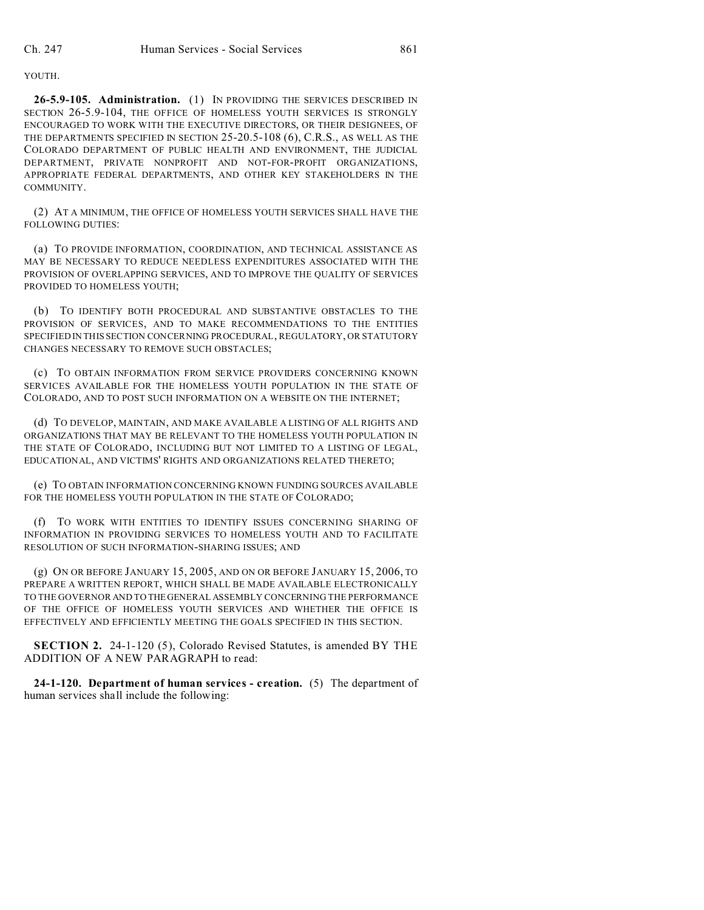YOUTH.

**26-5.9-105. Administration.** (1) IN PROVIDING THE SERVICES DESCRIBED IN SECTION 26-5.9-104, THE OFFICE OF HOMELESS YOUTH SERVICES IS STRONGLY ENCOURAGED TO WORK WITH THE EXECUTIVE DIRECTORS, OR THEIR DESIGNEES, OF THE DEPARTMENTS SPECIFIED IN SECTION 25-20.5-108 (6), C.R.S., AS WELL AS THE COLORADO DEPARTMENT OF PUBLIC HEALTH AND ENVIRONMENT, THE JUDICIAL DEPARTMENT, PRIVATE NONPROFIT AND NOT-FOR-PROFIT ORGANIZATIONS, APPROPRIATE FEDERAL DEPARTMENTS, AND OTHER KEY STAKEHOLDERS IN THE COMMUNITY.

(2) AT A MINIMUM, THE OFFICE OF HOMELESS YOUTH SERVICES SHALL HAVE THE FOLLOWING DUTIES:

(a) TO PROVIDE INFORMATION, COORDINATION, AND TECHNICAL ASSISTANCE AS MAY BE NECESSARY TO REDUCE NEEDLESS EXPENDITURES ASSOCIATED WITH THE PROVISION OF OVERLAPPING SERVICES, AND TO IMPROVE THE QUALITY OF SERVICES PROVIDED TO HOMELESS YOUTH;

(b) TO IDENTIFY BOTH PROCEDURAL AND SUBSTANTIVE OBSTACLES TO THE PROVISION OF SERVICES, AND TO MAKE RECOMMENDATIONS TO THE ENTITIES SPECIFIED IN THIS SECTION CONCERNING PROCEDURAL, REGULATORY, OR STATUTORY CHANGES NECESSARY TO REMOVE SUCH OBSTACLES;

(c) TO OBTAIN INFORMATION FROM SERVICE PROVIDERS CONCERNING KNOWN SERVICES AVAILABLE FOR THE HOMELESS YOUTH POPULATION IN THE STATE OF COLORADO, AND TO POST SUCH INFORMATION ON A WEBSITE ON THE INTERNET;

(d) TO DEVELOP, MAINTAIN, AND MAKE AVAILABLE A LISTING OF ALL RIGHTS AND ORGANIZATIONS THAT MAY BE RELEVANT TO THE HOMELESS YOUTH POPULATION IN THE STATE OF COLORADO, INCLUDING BUT NOT LIMITED TO A LISTING OF LEGAL, EDUCATIONAL, AND VICTIMS' RIGHTS AND ORGANIZATIONS RELATED THERETO;

(e) TO OBTAIN INFORMATION CONCERNING KNOWN FUNDING SOURCES AVAILABLE FOR THE HOMELESS YOUTH POPULATION IN THE STATE OF COLORADO;

(f) TO WORK WITH ENTITIES TO IDENTIFY ISSUES CONCERNING SHARING OF INFORMATION IN PROVIDING SERVICES TO HOMELESS YOUTH AND TO FACILITATE RESOLUTION OF SUCH INFORMATION-SHARING ISSUES; AND

(g) ON OR BEFORE JANUARY 15, 2005, AND ON OR BEFORE JANUARY 15, 2006, TO PREPARE A WRITTEN REPORT, WHICH SHALL BE MADE AVAILABLE ELECTRONICALLY TO THE GOVERNOR AND TO THE GENERAL ASSEMBLY CONCERNING THE PERFORMANCE OF THE OFFICE OF HOMELESS YOUTH SERVICES AND WHETHER THE OFFICE IS EFFECTIVELY AND EFFICIENTLY MEETING THE GOALS SPECIFIED IN THIS SECTION.

**SECTION 2.** 24-1-120 (5), Colorado Revised Statutes, is amended BY THE ADDITION OF A NEW PARAGRAPH to read:

**24-1-120. Department of human services - creation.** (5) The department of human services shall include the following: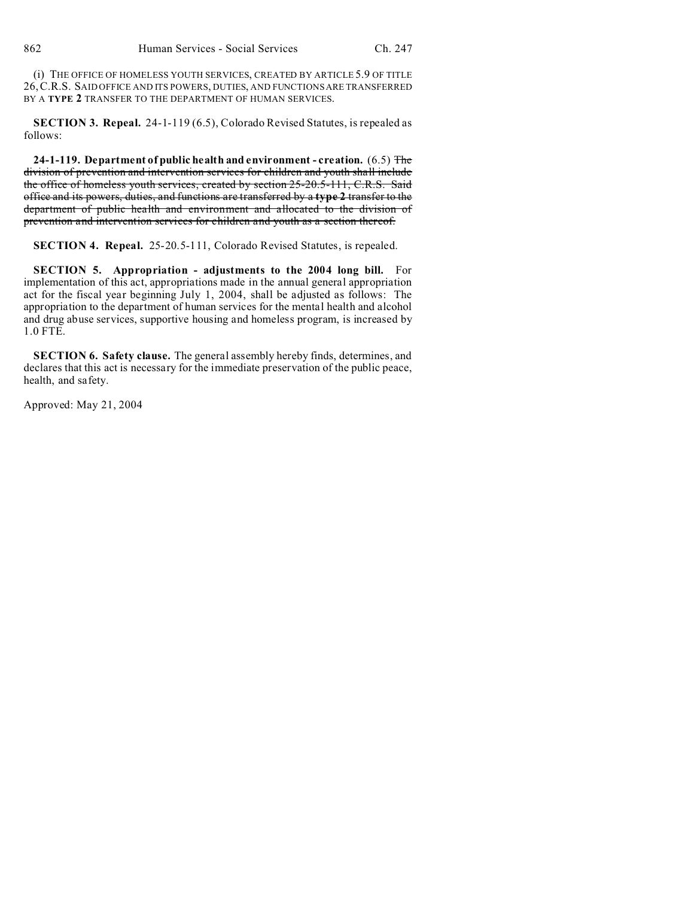(i) THE OFFICE OF HOMELESS YOUTH SERVICES, CREATED BY ARTICLE 5.9 OF TITLE 26, C.R.S. SAID OFFICE AND ITS POWERS, DUTIES, AND FUNCTIONS ARE TRANSFERRED BY A **TYPE 2** TRANSFER TO THE DEPARTMENT OF HUMAN SERVICES.

**SECTION 3. Repeal.** 24-1-119 (6.5), Colorado Revised Statutes, is repealed as follows:

**24-1-119. Department of public health and environment - creation.** (6.5) ~~The division of prevention and intervention services for children and youth shall include the office of homeless youth services, created by section 25-20.5-111, C.R.S. Said office and its powers, duties, and functions are transferred by a **type 2** transfer to the department of public health and environment and allocated to the division of prevention and intervention services for children and youth as a section thereof.~~

**SECTION 4. Repeal.** 25-20.5-111, Colorado Revised Statutes, is repealed.

**SECTION 5. Appropriation - adjustments to the 2004 long bill.** For implementation of this act, appropriations made in the annual general appropriation act for the fiscal year beginning July 1, 2004, shall be adjusted as follows: The appropriation to the department of human services for the mental health and alcohol and drug abuse services, supportive housing and homeless program, is increased by 1.0 FTE.

**SECTION 6. Safety clause.** The general assembly hereby finds, determines, and declares that this act is necessary for the immediate preservation of the public peace, health, and safety.

Approved: May 21, 2004